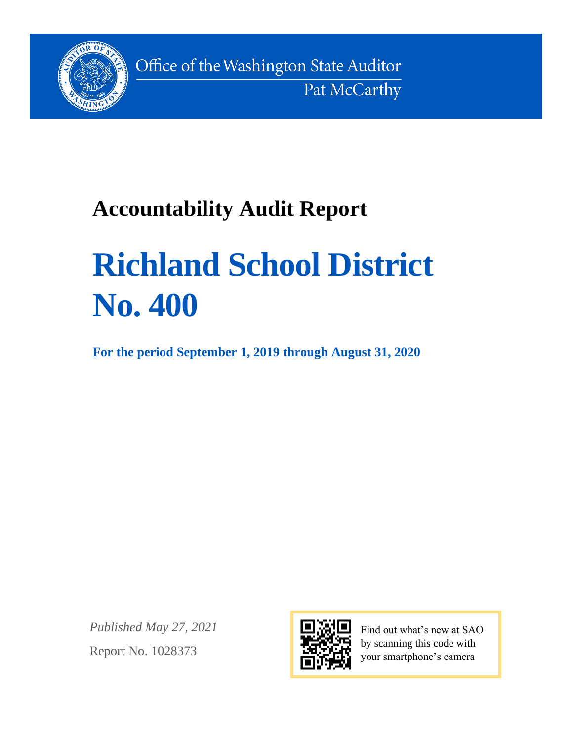Office of the Washington State Auditor
Pat McCarthy

# Accountability Audit Report

# Richland School District No. 400

**For the period September 1, 2019 through August 31, 2020**

*Published May 27, 2021*

Report No. 1028373

Find out what's new at SAO by scanning this code with your smartphone's camera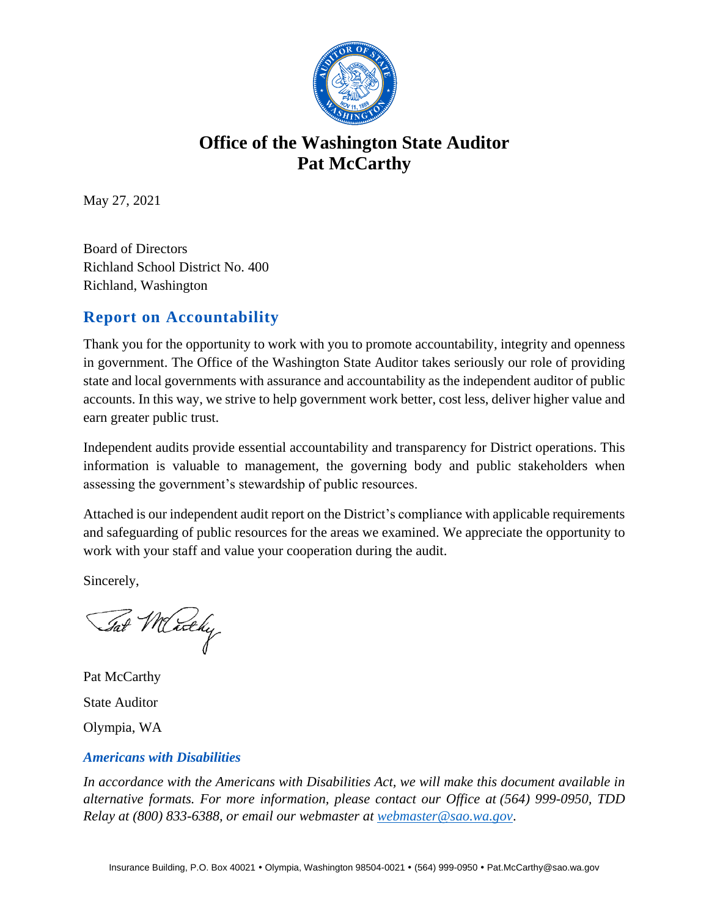# Office of the Washington State Auditor
# Pat McCarthy

May 27, 2021

Board of Directors
Richland School District No. 400
Richland, Washington

## Report on Accountability

Thank you for the opportunity to work with you to promote accountability, integrity and openness in government. The Office of the Washington State Auditor takes seriously our role of providing state and local governments with assurance and accountability as the independent auditor of public accounts. In this way, we strive to help government work better, cost less, deliver higher value and earn greater public trust.

Independent audits provide essential accountability and transparency for District operations. This information is valuable to management, the governing body and public stakeholders when assessing the government's stewardship of public resources.

Attached is our independent audit report on the District's compliance with applicable requirements and safeguarding of public resources for the areas we examined. We appreciate the opportunity to work with your staff and value your cooperation during the audit.

Sincerely,

Pat McCarthy

State Auditor

Olympia, WA

### *Americans with Disabilities*

*In accordance with the Americans with Disabilities Act, we will make this document available in alternative formats. For more information, please contact our Office at (564) 999-0950, TDD Relay at (800) 833-6388, or email our webmaster at [webmaster@sao.wa.gov](mailto:webmaster@sao.wa.gov).*

Insurance Building, P.O. Box 40021 • Olympia, Washington 98504-0021 • (564) 999-0950 • Pat.McCarthy@sao.wa.gov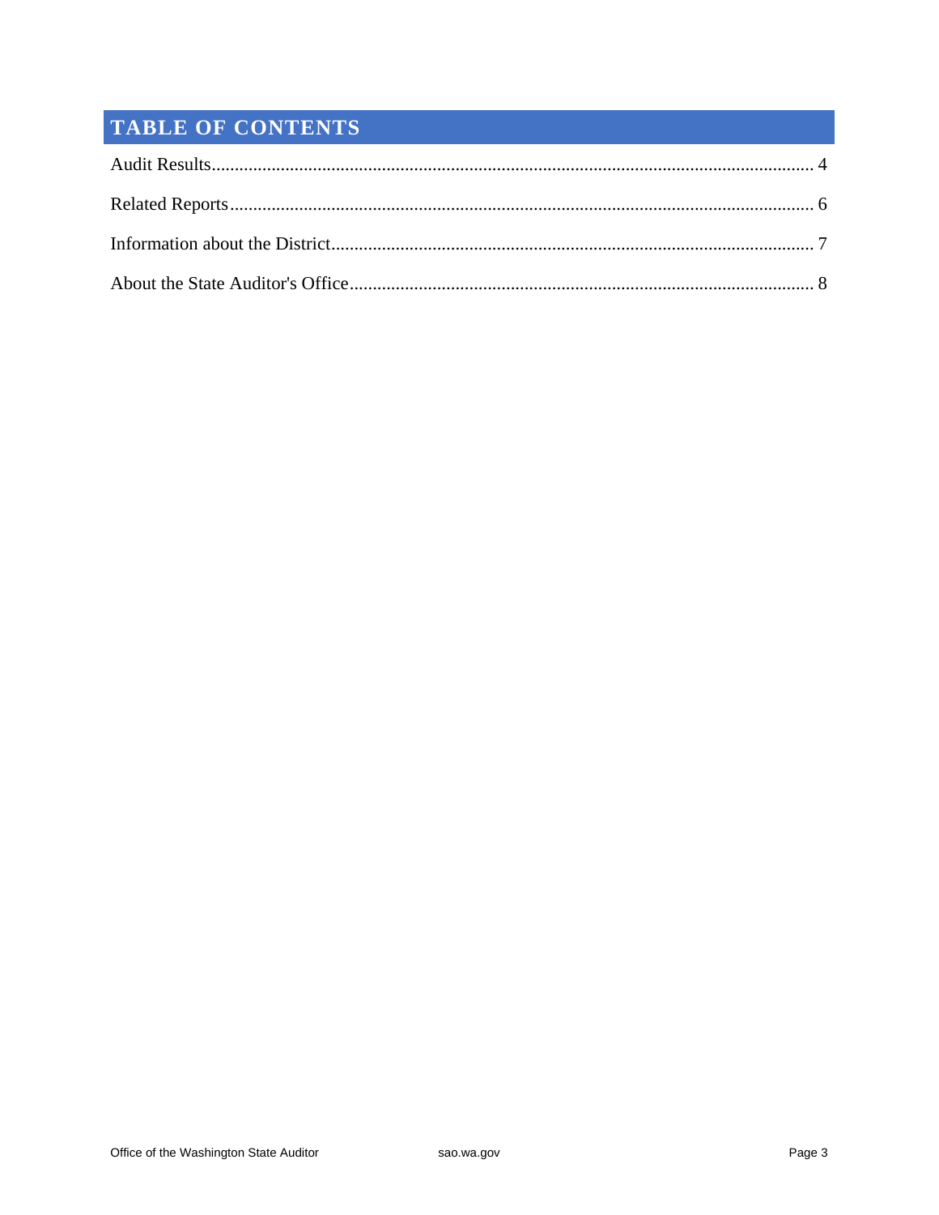# TABLE OF CONTENTS

Audit Results .......... 4

Related Reports .......... 6

Information about the District .......... 7

About the State Auditor's Office .......... 8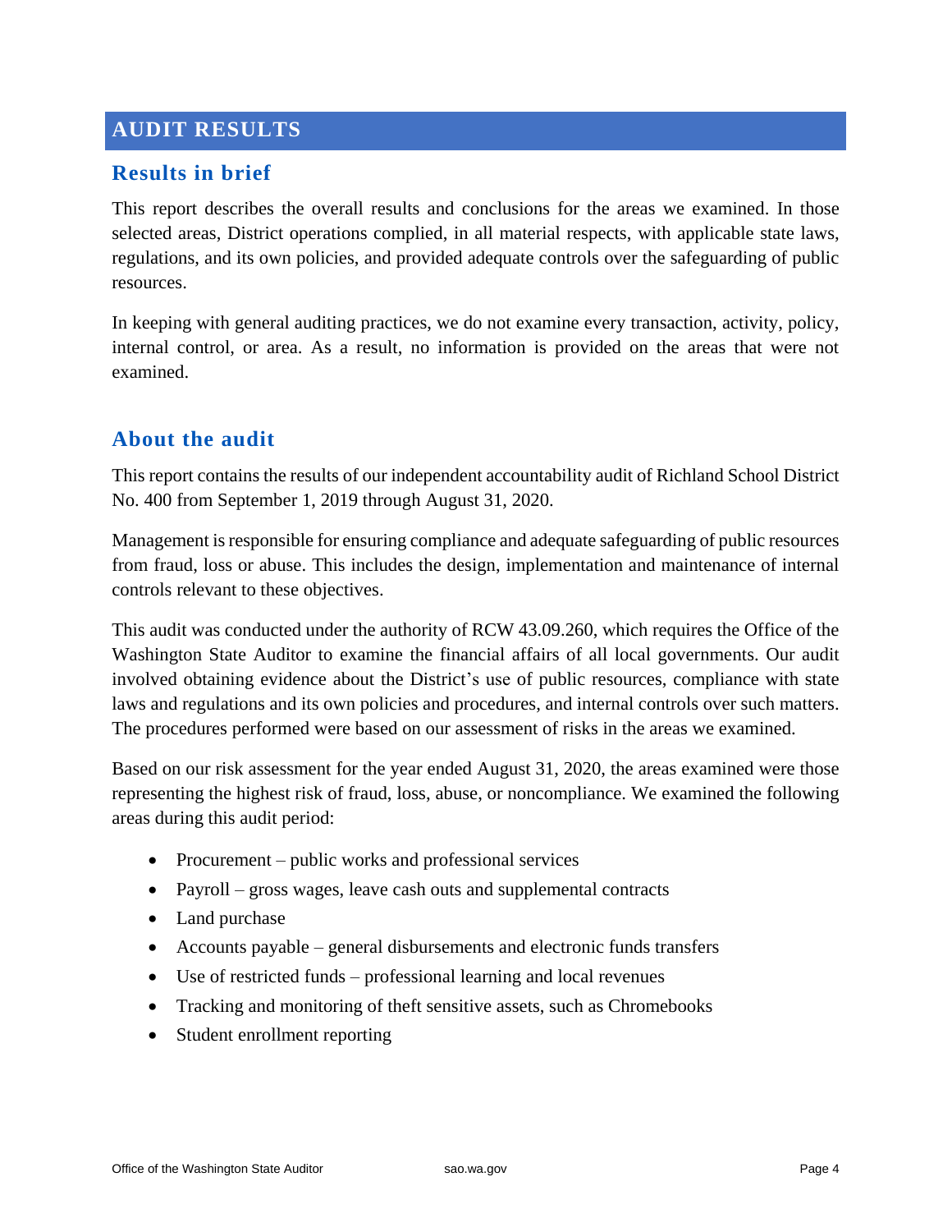# AUDIT RESULTS

## Results in brief

This report describes the overall results and conclusions for the areas we examined. In those selected areas, District operations complied, in all material respects, with applicable state laws, regulations, and its own policies, and provided adequate controls over the safeguarding of public resources.

In keeping with general auditing practices, we do not examine every transaction, activity, policy, internal control, or area. As a result, no information is provided on the areas that were not examined.

## About the audit

This report contains the results of our independent accountability audit of Richland School District No. 400 from September 1, 2019 through August 31, 2020.

Management is responsible for ensuring compliance and adequate safeguarding of public resources from fraud, loss or abuse. This includes the design, implementation and maintenance of internal controls relevant to these objectives.

This audit was conducted under the authority of RCW 43.09.260, which requires the Office of the Washington State Auditor to examine the financial affairs of all local governments. Our audit involved obtaining evidence about the District's use of public resources, compliance with state laws and regulations and its own policies and procedures, and internal controls over such matters. The procedures performed were based on our assessment of risks in the areas we examined.

Based on our risk assessment for the year ended August 31, 2020, the areas examined were those representing the highest risk of fraud, loss, abuse, or noncompliance. We examined the following areas during this audit period:

- Procurement – public works and professional services
- Payroll – gross wages, leave cash outs and supplemental contracts
- Land purchase
- Accounts payable – general disbursements and electronic funds transfers
- Use of restricted funds – professional learning and local revenues
- Tracking and monitoring of theft sensitive assets, such as Chromebooks
- Student enrollment reporting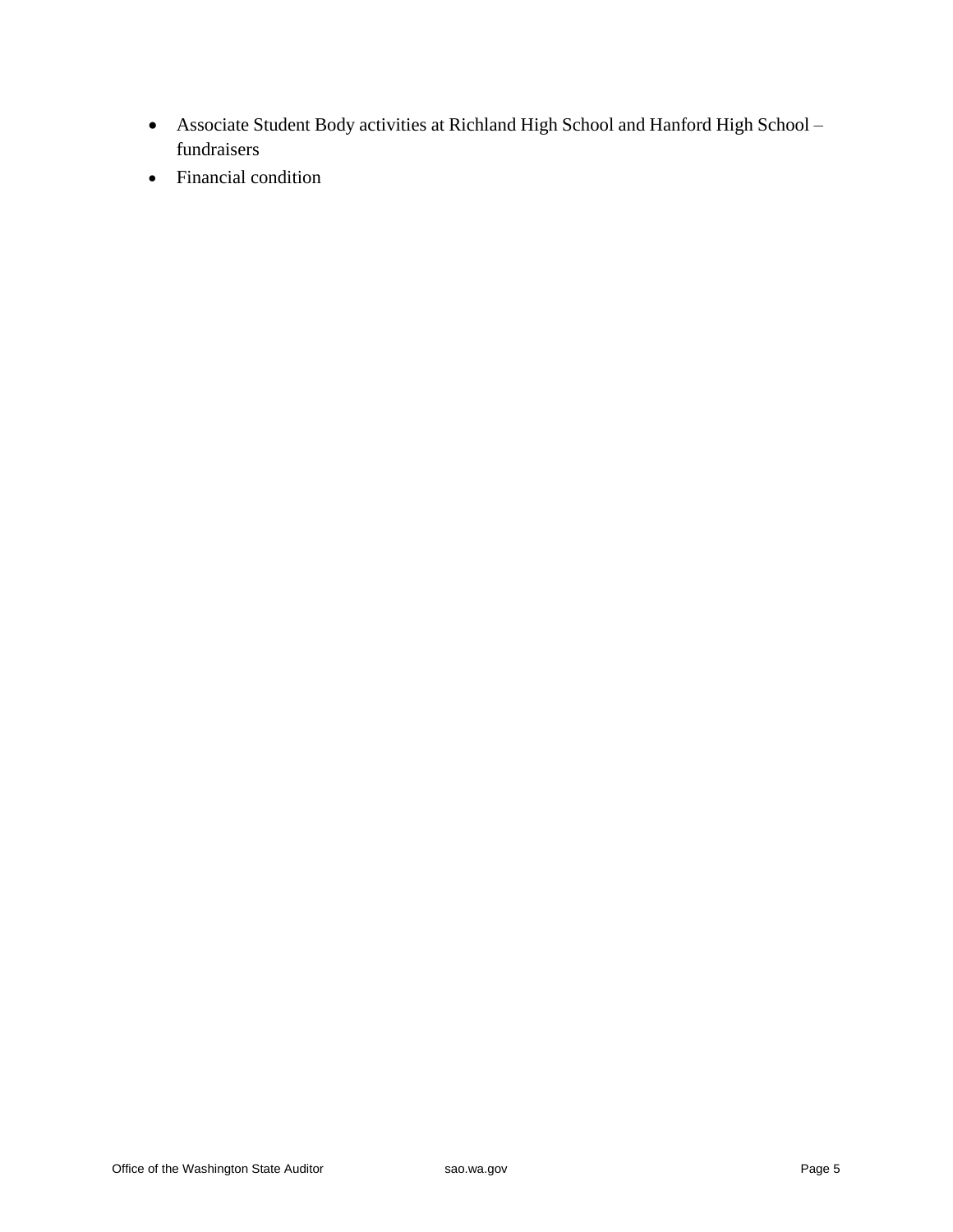- Associate Student Body activities at Richland High School and Hanford High School – fundraisers
- Financial condition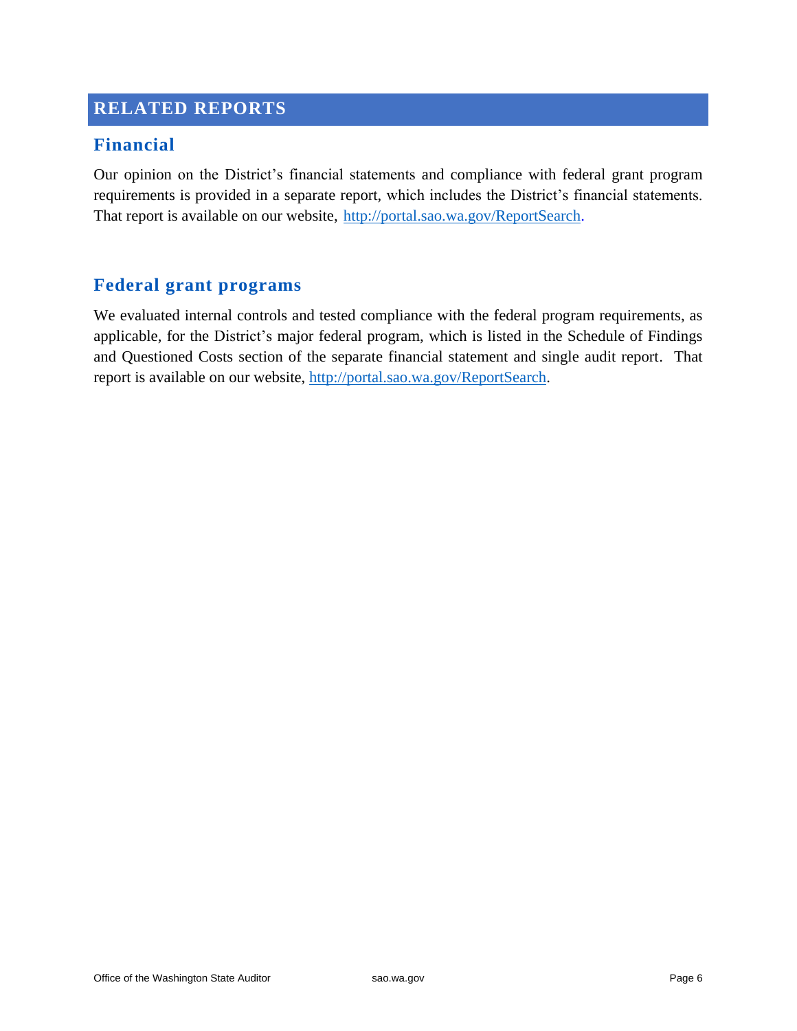# RELATED REPORTS

## Financial

Our opinion on the District’s financial statements and compliance with federal grant program requirements is provided in a separate report, which includes the District’s financial statements. That report is available on our website, http://portal.sao.wa.gov/ReportSearch.

## Federal grant programs

We evaluated internal controls and tested compliance with the federal program requirements, as applicable, for the District’s major federal program, which is listed in the Schedule of Findings and Questioned Costs section of the separate financial statement and single audit report. That report is available on our website, http://portal.sao.wa.gov/ReportSearch.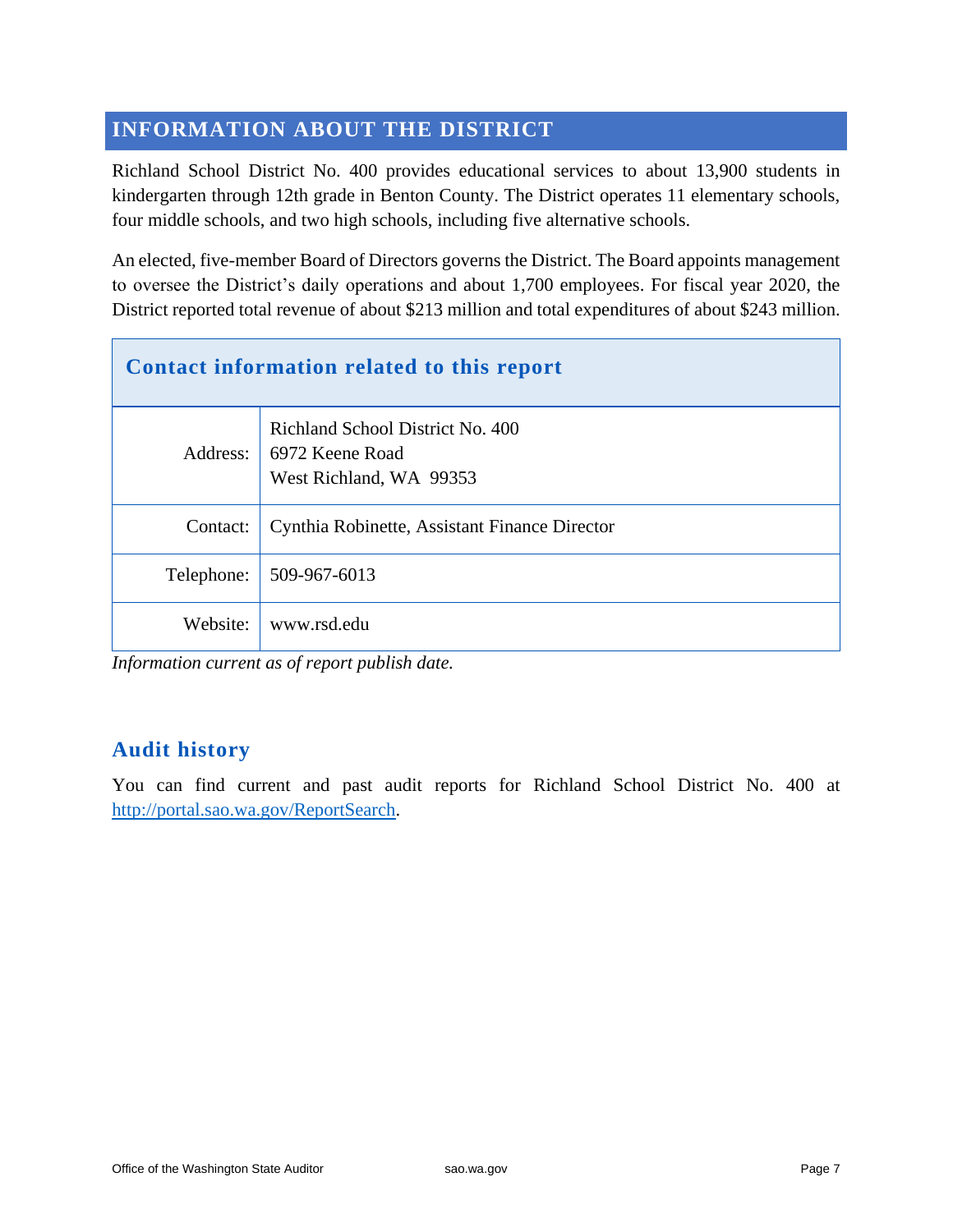# INFORMATION ABOUT THE DISTRICT

Richland School District No. 400 provides educational services to about 13,900 students in kindergarten through 12th grade in Benton County. The District operates 11 elementary schools, four middle schools, and two high schools, including five alternative schools.

An elected, five-member Board of Directors governs the District. The Board appoints management to oversee the District's daily operations and about 1,700 employees. For fiscal year 2020, the District reported total revenue of about $213 million and total expenditures of about $243 million.

| Contact information related to this report | |
|---|---|
| Address: | Richland School District No. 400<br>6972 Keene Road<br>West Richland, WA 99353 |
| Contact: | Cynthia Robinette, Assistant Finance Director |
| Telephone: | 509-967-6013 |
| Website: | www.rsd.edu |

*Information current as of report publish date.*

## Audit history

You can find current and past audit reports for Richland School District No. 400 at [http://portal.sao.wa.gov/ReportSearch](http://portal.sao.wa.gov/ReportSearch).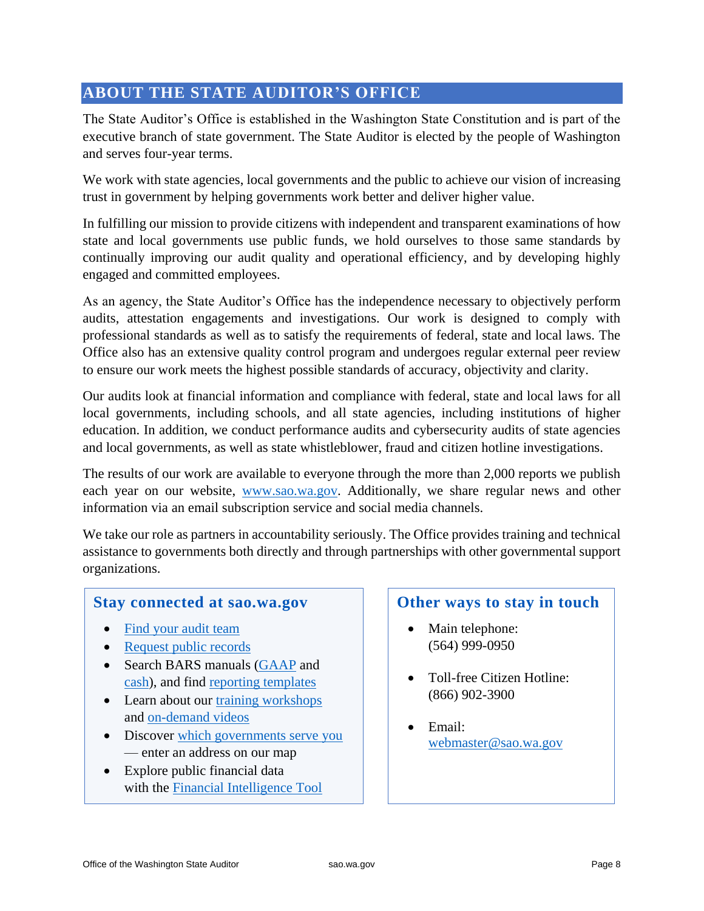## ABOUT THE STATE AUDITOR'S OFFICE

The State Auditor's Office is established in the Washington State Constitution and is part of the executive branch of state government. The State Auditor is elected by the people of Washington and serves four-year terms.

We work with state agencies, local governments and the public to achieve our vision of increasing trust in government by helping governments work better and deliver higher value.

In fulfilling our mission to provide citizens with independent and transparent examinations of how state and local governments use public funds, we hold ourselves to those same standards by continually improving our audit quality and operational efficiency, and by developing highly engaged and committed employees.

As an agency, the State Auditor's Office has the independence necessary to objectively perform audits, attestation engagements and investigations. Our work is designed to comply with professional standards as well as to satisfy the requirements of federal, state and local laws. The Office also has an extensive quality control program and undergoes regular external peer review to ensure our work meets the highest possible standards of accuracy, objectivity and clarity.

Our audits look at financial information and compliance with federal, state and local laws for all local governments, including schools, and all state agencies, including institutions of higher education. In addition, we conduct performance audits and cybersecurity audits of state agencies and local governments, as well as state whistleblower, fraud and citizen hotline investigations.

The results of our work are available to everyone through the more than 2,000 reports we publish each year on our website, www.sao.wa.gov. Additionally, we share regular news and other information via an email subscription service and social media channels.

We take our role as partners in accountability seriously. The Office provides training and technical assistance to governments both directly and through partnerships with other governmental support organizations.

### Stay connected at sao.wa.gov

- Find your audit team
- Request public records
- Search BARS manuals (GAAP and cash), and find reporting templates
- Learn about our training workshops and on-demand videos
- Discover which governments serve you — enter an address on our map
- Explore public financial data with the Financial Intelligence Tool

### Other ways to stay in touch

- Main telephone: (564) 999-0950
- Toll-free Citizen Hotline: (866) 902-3900
- Email: webmaster@sao.wa.gov